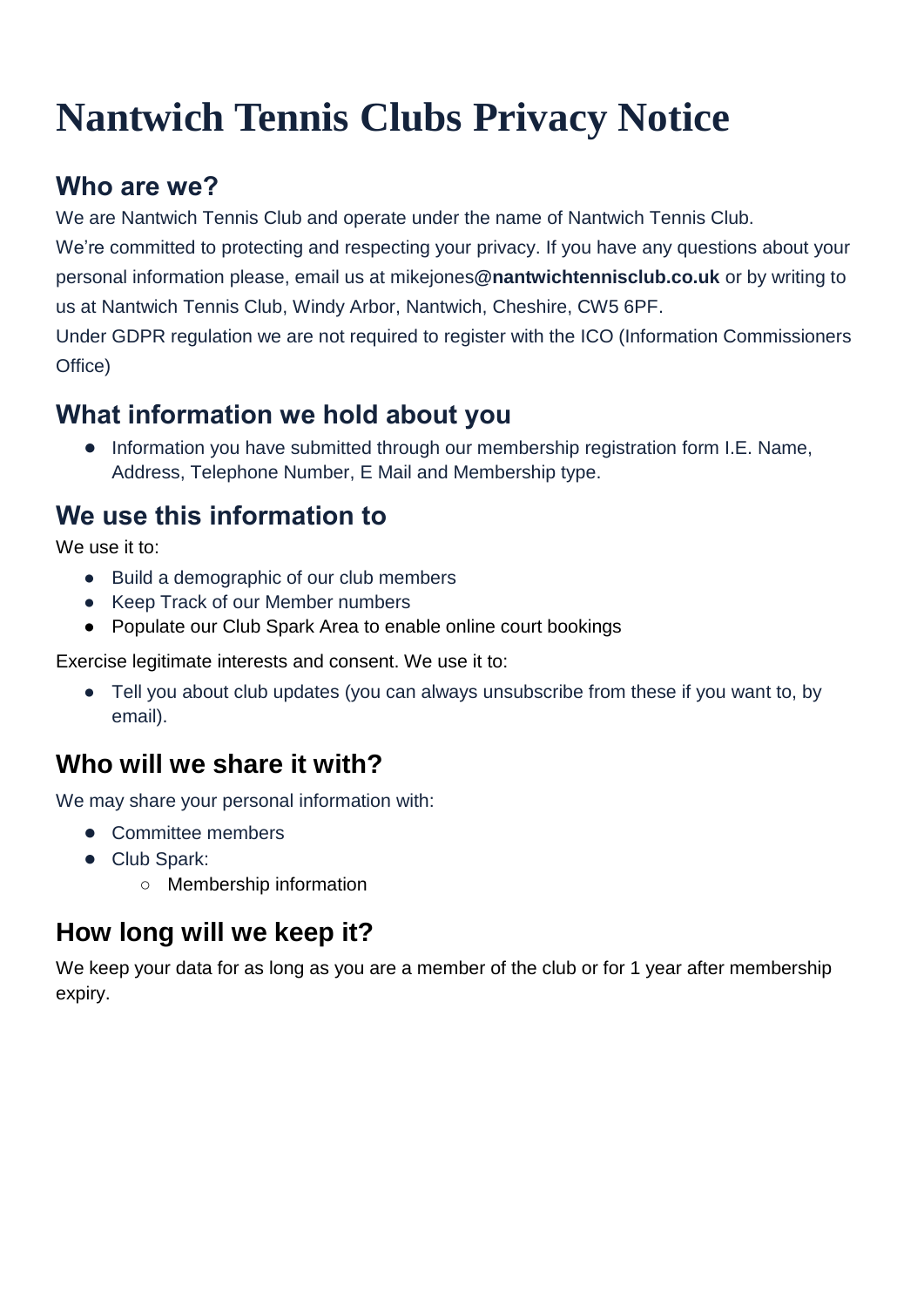# Nantwich Tennis Clubs Privacy Notice

## Who are we?

We are Nantwich Tennis Club and operate under the name of Nantwich Tennis Club.
We're committed to protecting and respecting your privacy. If you have any questions about your personal information please, email us at mikejones@**nantwichtennisclub.co.uk** or by writing to us at Nantwich Tennis Club, Windy Arbor, Nantwich, Cheshire, CW5 6PF.
Under GDPR regulation we are not required to register with the ICO (Information Commissioners Office)

## What information we hold about you

- Information you have submitted through our membership registration form I.E. Name, Address, Telephone Number, E Mail and Membership type.

## We use this information to

We use it to:

- Build a demographic of our club members
- Keep Track of our Member numbers
- Populate our Club Spark Area to enable online court bookings

Exercise legitimate interests and consent. We use it to:

- Tell you about club updates (you can always unsubscribe from these if you want to, by email).

## Who will we share it with?

We may share your personal information with:

- Committee members
- Club Spark:
  - Membership information

## How long will we keep it?

We keep your data for as long as you are a member of the club or for 1 year after membership expiry.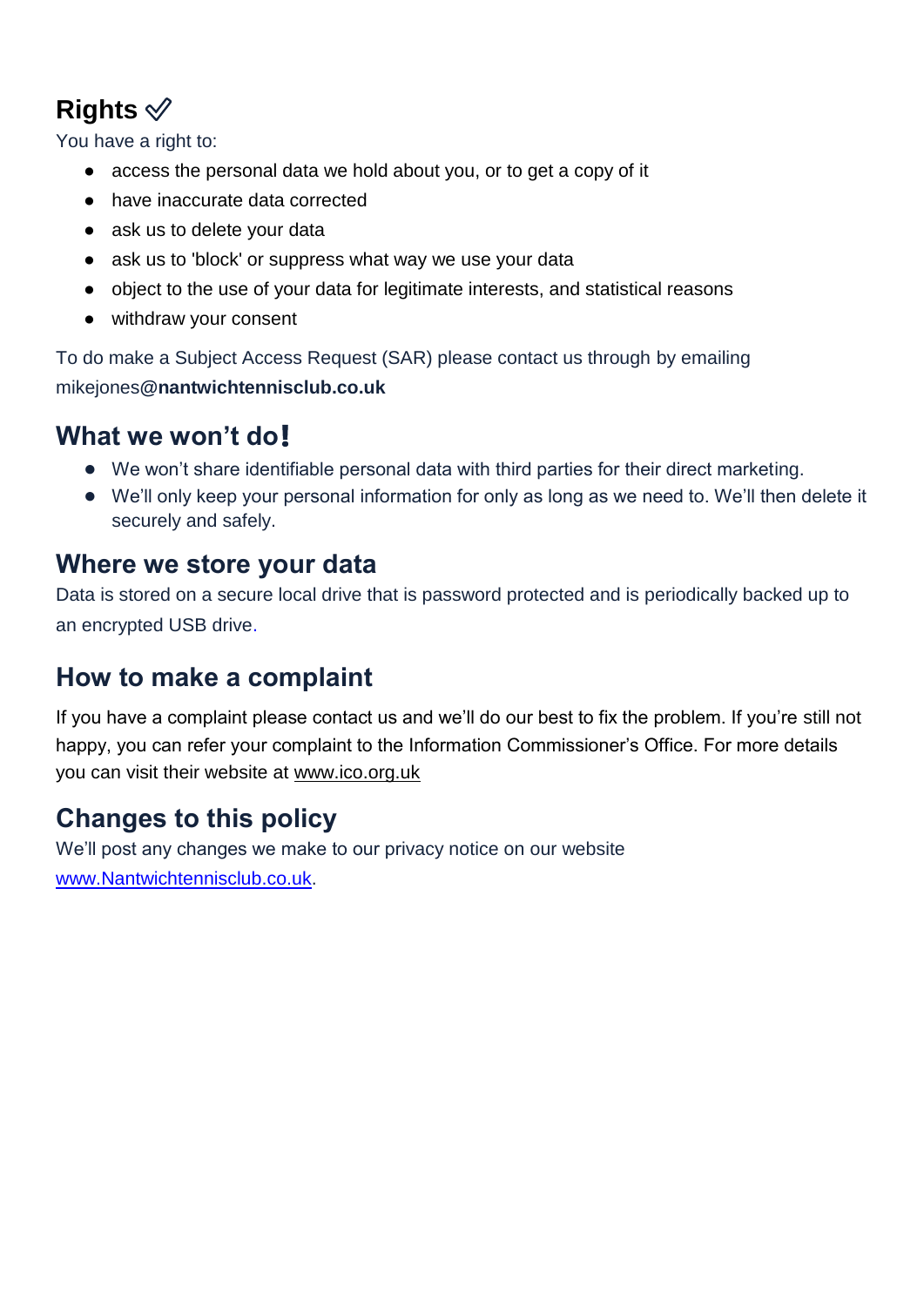## Rights ✅

You have a right to:

- access the personal data we hold about you, or to get a copy of it
- have inaccurate data corrected
- ask us to delete your data
- ask us to 'block' or suppress what way we use your data
- object to the use of your data for legitimate interests, and statistical reasons
- withdraw your consent

To do make a Subject Access Request (SAR) please contact us through by emailing mikejones@**nantwichtennisclub.co.uk**

## What we won't do❗

- We won't share identifiable personal data with third parties for their direct marketing.
- We'll only keep your personal information for only as long as we need to. We'll then delete it securely and safely.

## Where we store your data

Data is stored on a secure local drive that is password protected and is periodically backed up to an encrypted USB drive.

## How to make a complaint

If you have a complaint please contact us and we'll do our best to fix the problem. If you're still not happy, you can refer your complaint to the Information Commissioner's Office. For more details you can visit their website at www.ico.org.uk

## Changes to this policy

We'll post any changes we make to our privacy notice on our website www.Nantwichtennisclub.co.uk.